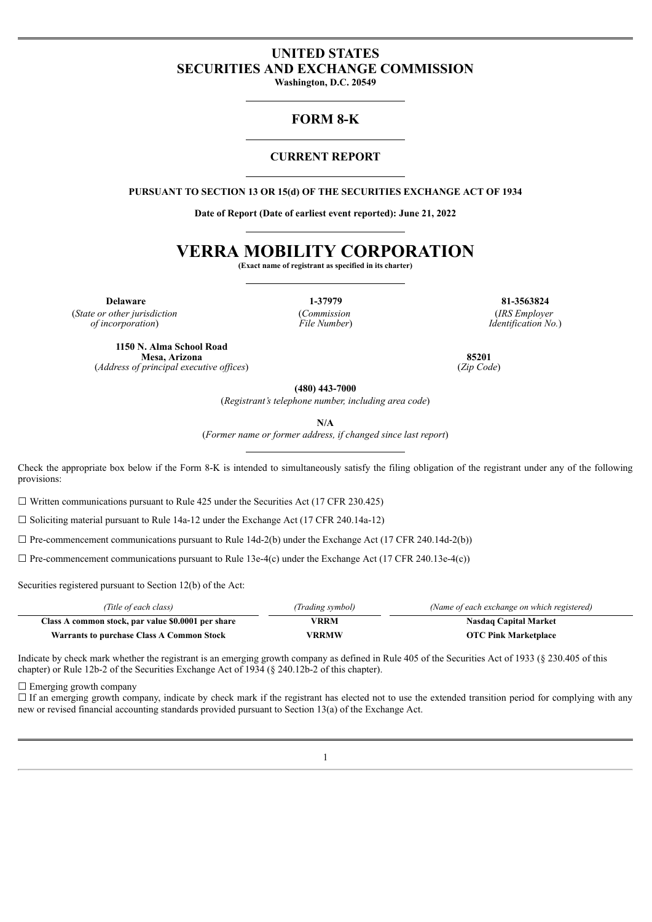# UNITED STATES
# SECURITIES AND EXCHANGE COMMISSION

**Washington, D.C. 20549**

## FORM 8-K

### CURRENT REPORT

**PURSUANT TO SECTION 13 OR 15(d) OF THE SECURITIES EXCHANGE ACT OF 1934**

**Date of Report (Date of earliest event reported): June 21, 2022**

# VERRA MOBILITY CORPORATION

**(Exact name of registrant as specified in its charter)**

| **Delaware** | **1-37979** | **81-3563824** |
|---|---|---|
| (*State or other jurisdiction of incorporation*) | (*Commission File Number*) | (*IRS Employer Identification No.*) |

| **1150 N. Alma School Road Mesa, Arizona** | **85201** |
|---|---|
| (*Address of principal executive offices*) | (*Zip Code*) |

**(480) 443-7000**

(*Registrant's telephone number, including area code*)

**N/A**

(*Former name or former address, if changed since last report*)

Check the appropriate box below if the Form 8-K is intended to simultaneously satisfy the filing obligation of the registrant under any of the following provisions:

☐ Written communications pursuant to Rule 425 under the Securities Act (17 CFR 230.425)

☐ Soliciting material pursuant to Rule 14a-12 under the Exchange Act (17 CFR 240.14a-12)

☐ Pre-commencement communications pursuant to Rule 14d-2(b) under the Exchange Act (17 CFR 240.14d-2(b))

☐ Pre-commencement communications pursuant to Rule 13e-4(c) under the Exchange Act (17 CFR 240.13e-4(c))

Securities registered pursuant to Section 12(b) of the Act:

| *(Title of each class)* | *(Trading symbol)* | *(Name of each exchange on which registered)* |
|---|---|---|
| **Class A common stock, par value $0.0001 per share** | **VRRM** | **Nasdaq Capital Market** |
| **Warrants to purchase Class A Common Stock** | **VRRMW** | **OTC Pink Marketplace** |

Indicate by check mark whether the registrant is an emerging growth company as defined in Rule 405 of the Securities Act of 1933 (§ 230.405 of this chapter) or Rule 12b-2 of the Securities Exchange Act of 1934 (§ 240.12b-2 of this chapter).

☐ Emerging growth company

☐ If an emerging growth company, indicate by check mark if the registrant has elected not to use the extended transition period for complying with any new or revised financial accounting standards provided pursuant to Section 13(a) of the Exchange Act.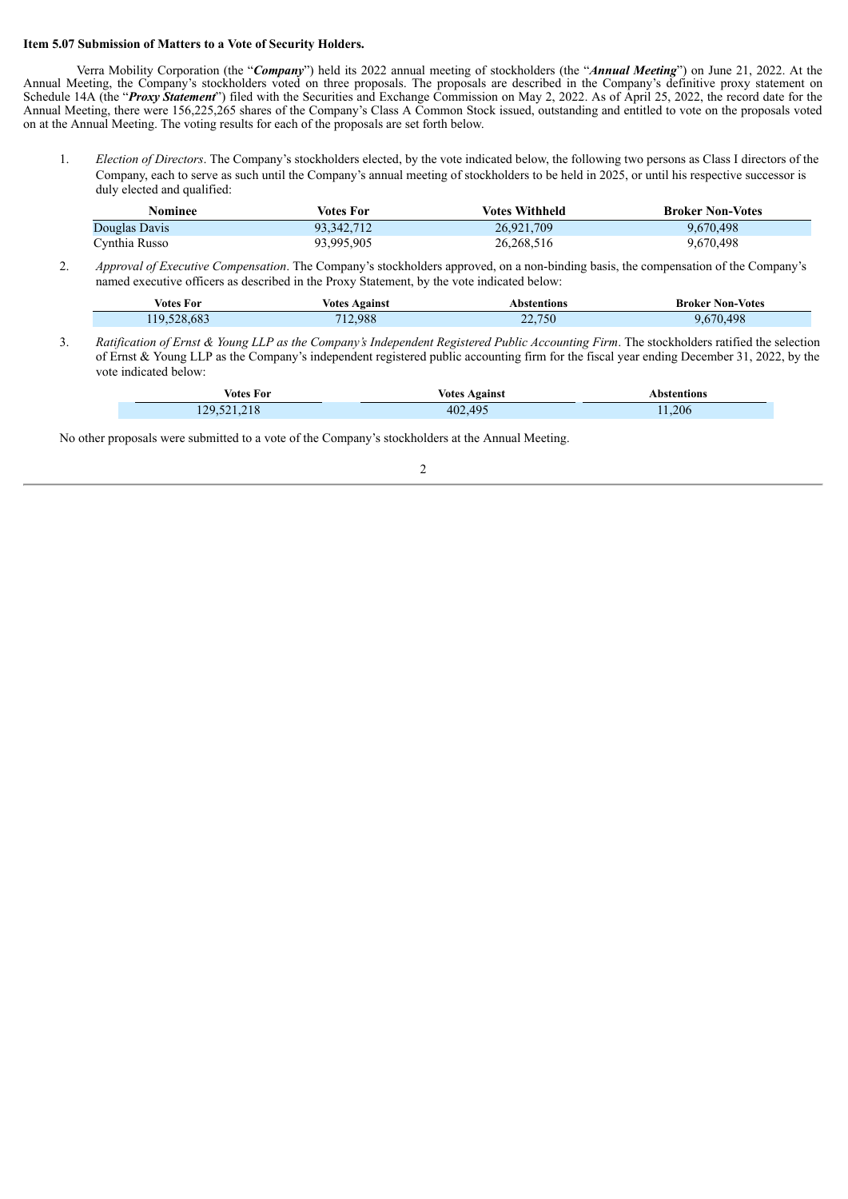**Item 5.07 Submission of Matters to a Vote of Security Holders.**

Verra Mobility Corporation (the "***Company***") held its 2022 annual meeting of stockholders (the "***Annual Meeting***") on June 21, 2022. At the Annual Meeting, the Company's stockholders voted on three proposals. The proposals are described in the Company's definitive proxy statement on Schedule 14A (the "***Proxy Statement***") filed with the Securities and Exchange Commission on May 2, 2022. As of April 25, 2022, the record date for the Annual Meeting, there were 156,225,265 shares of the Company's Class A Common Stock issued, outstanding and entitled to vote on the proposals voted on at the Annual Meeting. The voting results for each of the proposals are set forth below.

1. *Election of Directors*. The Company's stockholders elected, by the vote indicated below, the following two persons as Class I directors of the Company, each to serve as such until the Company's annual meeting of stockholders to be held in 2025, or until his respective successor is duly elected and qualified:

| Nominee | Votes For | Votes Withheld | Broker Non-Votes |
|---|---|---|---|
| Douglas Davis | 93,342,712 | 26,921,709 | 9,670,498 |
| Cynthia Russo | 93,995,905 | 26,268,516 | 9,670,498 |

2. *Approval of Executive Compensation*. The Company's stockholders approved, on a non-binding basis, the compensation of the Company's named executive officers as described in the Proxy Statement, by the vote indicated below:

| Votes For | Votes Against | Abstentions | Broker Non-Votes |
|---|---|---|---|
| 119,528,683 | 712,988 | 22,750 | 9,670,498 |

3. *Ratification of Ernst & Young LLP as the Company's Independent Registered Public Accounting Firm*. The stockholders ratified the selection of Ernst & Young LLP as the Company's independent registered public accounting firm for the fiscal year ending December 31, 2022, by the vote indicated below:

| Votes For | Votes Against | Abstentions |
|---|---|---|
| 129,521,218 | 402,495 | 11,206 |

No other proposals were submitted to a vote of the Company's stockholders at the Annual Meeting.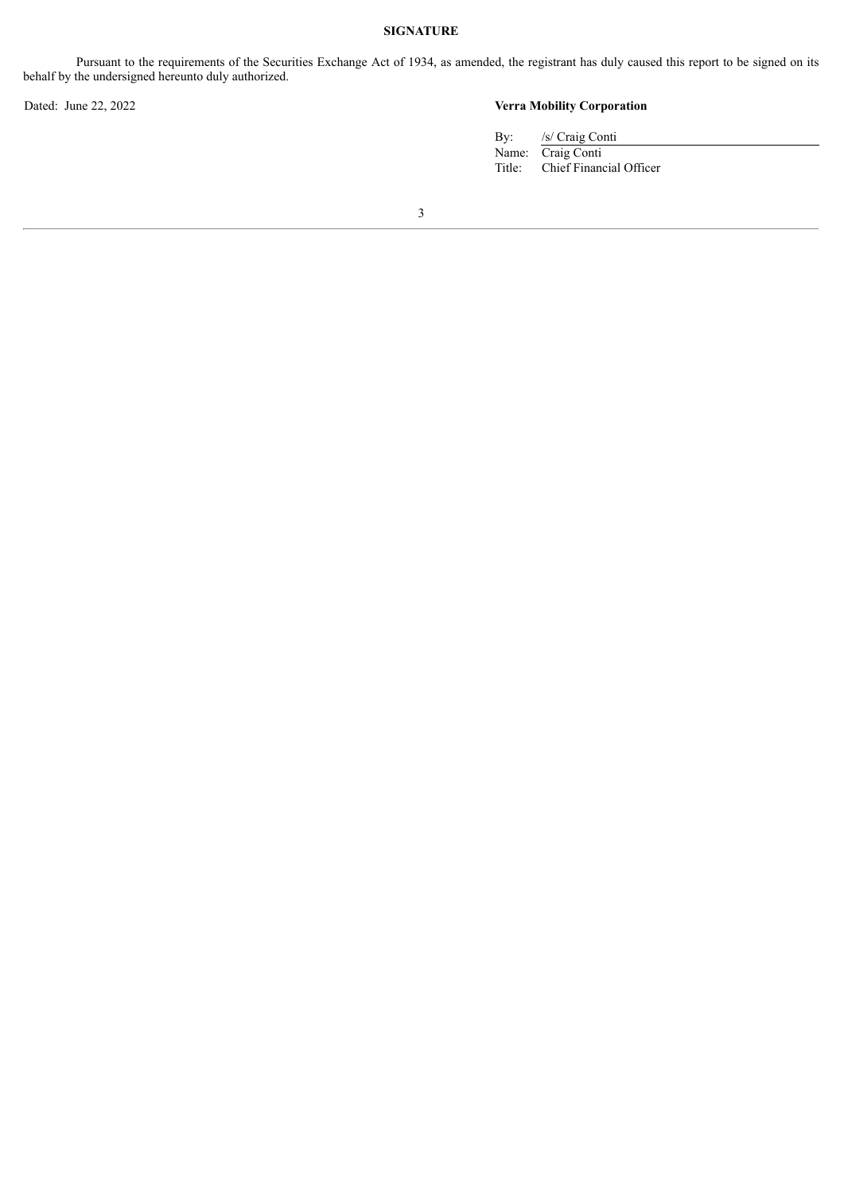**SIGNATURE**

Pursuant to the requirements of the Securities Exchange Act of 1934, as amended, the registrant has duly caused this report to be signed on its behalf by the undersigned hereunto duly authorized.

Dated: June 22, 2022

**Verra Mobility Corporation**

| | |
|---|---|
| By: | /s/ Craig Conti |
| Name: | Craig Conti |
| Title: | Chief Financial Officer |